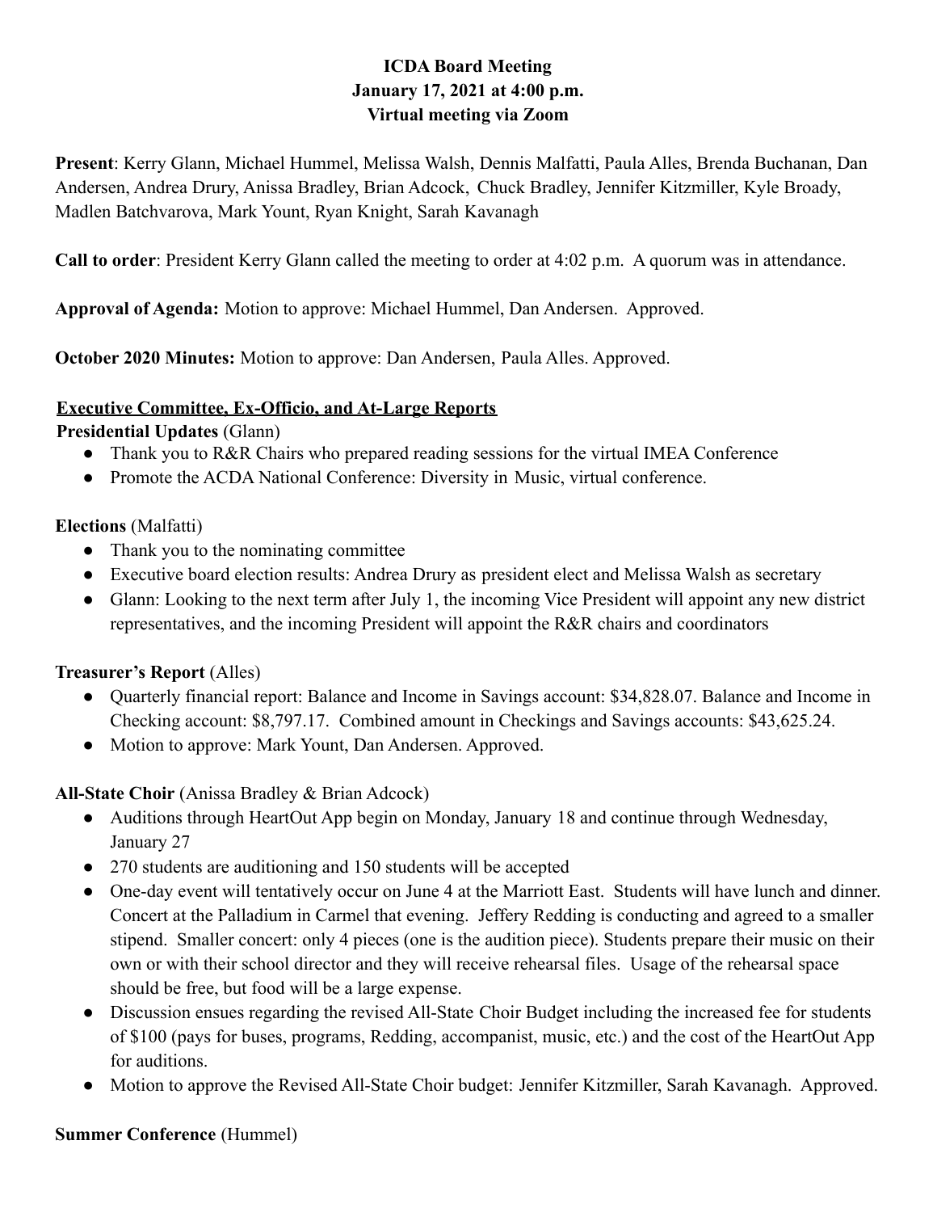# ICDA Board Meeting
## January 17, 2021 at 4:00 p.m.
## Virtual meeting via Zoom

**Present**: Kerry Glann, Michael Hummel, Melissa Walsh, Dennis Malfatti, Paula Alles, Brenda Buchanan, Dan Andersen, Andrea Drury, Anissa Bradley, Brian Adcock, Chuck Bradley, Jennifer Kitzmiller, Kyle Broady, Madlen Batchvarova, Mark Yount, Ryan Knight, Sarah Kavanagh

**Call to order**: President Kerry Glann called the meeting to order at 4:02 p.m. A quorum was in attendance.

**Approval of Agenda:** Motion to approve: Michael Hummel, Dan Andersen. Approved.

**October 2020 Minutes:** Motion to approve: Dan Andersen, Paula Alles. Approved.

**Executive Committee, Ex-Officio, and At-Large Reports**

**Presidential Updates** (Glann)

- Thank you to R&R Chairs who prepared reading sessions for the virtual IMEA Conference
- Promote the ACDA National Conference: Diversity in Music, virtual conference.

**Elections** (Malfatti)

- Thank you to the nominating committee
- Executive board election results: Andrea Drury as president elect and Melissa Walsh as secretary
- Glann: Looking to the next term after July 1, the incoming Vice President will appoint any new district representatives, and the incoming President will appoint the R&R chairs and coordinators

**Treasurer's Report** (Alles)

- Quarterly financial report: Balance and Income in Savings account: $34,828.07. Balance and Income in Checking account: $8,797.17. Combined amount in Checkings and Savings accounts: $43,625.24.
- Motion to approve: Mark Yount, Dan Andersen. Approved.

**All-State Choir** (Anissa Bradley & Brian Adcock)

- Auditions through HeartOut App begin on Monday, January 18 and continue through Wednesday, January 27
- 270 students are auditioning and 150 students will be accepted
- One-day event will tentatively occur on June 4 at the Marriott East. Students will have lunch and dinner. Concert at the Palladium in Carmel that evening. Jeffery Redding is conducting and agreed to a smaller stipend. Smaller concert: only 4 pieces (one is the audition piece). Students prepare their music on their own or with their school director and they will receive rehearsal files. Usage of the rehearsal space should be free, but food will be a large expense.
- Discussion ensues regarding the revised All-State Choir Budget including the increased fee for students of $100 (pays for buses, programs, Redding, accompanist, music, etc.) and the cost of the HeartOut App for auditions.
- Motion to approve the Revised All-State Choir budget: Jennifer Kitzmiller, Sarah Kavanagh. Approved.

**Summer Conference** (Hummel)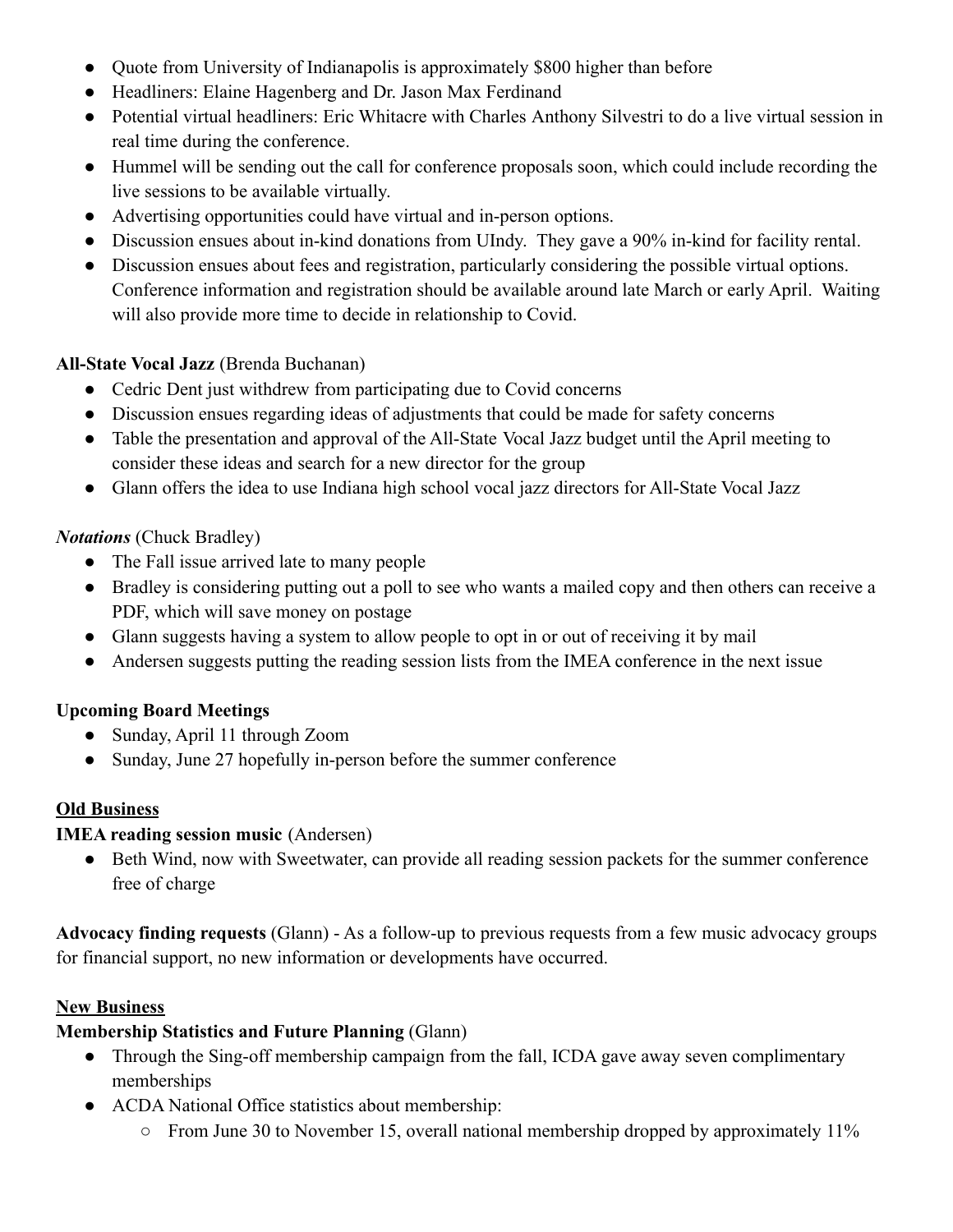- Quote from University of Indianapolis is approximately $800 higher than before
- Headliners: Elaine Hagenberg and Dr. Jason Max Ferdinand
- Potential virtual headliners: Eric Whitacre with Charles Anthony Silvestri to do a live virtual session in real time during the conference.
- Hummel will be sending out the call for conference proposals soon, which could include recording the live sessions to be available virtually.
- Advertising opportunities could have virtual and in-person options.
- Discussion ensues about in-kind donations from UIndy. They gave a 90% in-kind for facility rental.
- Discussion ensues about fees and registration, particularly considering the possible virtual options. Conference information and registration should be available around late March or early April. Waiting will also provide more time to decide in relationship to Covid.

**All-State Vocal Jazz** (Brenda Buchanan)

- Cedric Dent just withdrew from participating due to Covid concerns
- Discussion ensues regarding ideas of adjustments that could be made for safety concerns
- Table the presentation and approval of the All-State Vocal Jazz budget until the April meeting to consider these ideas and search for a new director for the group
- Glann offers the idea to use Indiana high school vocal jazz directors for All-State Vocal Jazz

***Notations*** (Chuck Bradley)

- The Fall issue arrived late to many people
- Bradley is considering putting out a poll to see who wants a mailed copy and then others can receive a PDF, which will save money on postage
- Glann suggests having a system to allow people to opt in or out of receiving it by mail
- Andersen suggests putting the reading session lists from the IMEA conference in the next issue

**Upcoming Board Meetings**

- Sunday, April 11 through Zoom
- Sunday, June 27 hopefully in-person before the summer conference

**<u>Old Business</u>**

**IMEA reading session music** (Andersen)

- Beth Wind, now with Sweetwater, can provide all reading session packets for the summer conference free of charge

**Advocacy finding requests** (Glann) - As a follow-up to previous requests from a few music advocacy groups for financial support, no new information or developments have occurred.

**<u>New Business</u>**

**Membership Statistics and Future Planning** (Glann)

- Through the Sing-off membership campaign from the fall, ICDA gave away seven complimentary memberships
- ACDA National Office statistics about membership:
  - From June 30 to November 15, overall national membership dropped by approximately 11%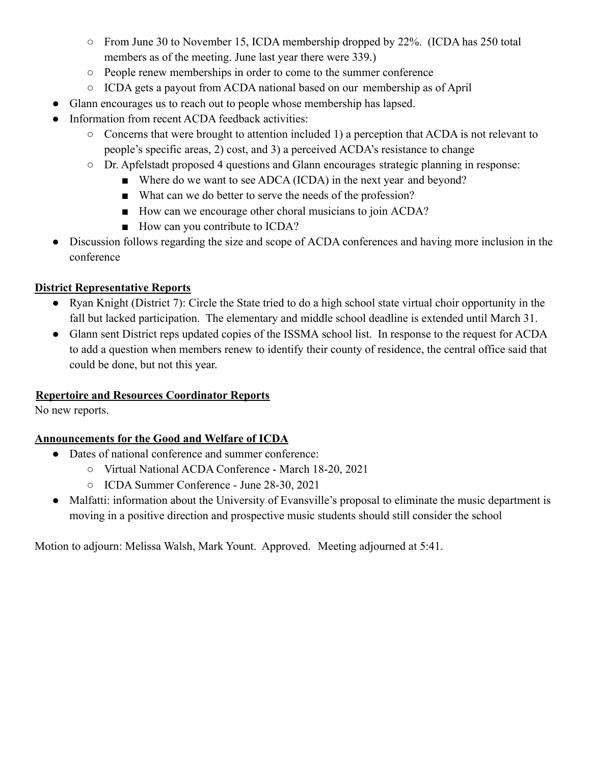- From June 30 to November 15, ICDA membership dropped by 22%. (ICDA has 250 total members as of the meeting. June last year there were 339.)
  - People renew memberships in order to come to the summer conference
  - ICDA gets a payout from ACDA national based on our membership as of April
- Glann encourages us to reach out to people whose membership has lapsed.
- Information from recent ACDA feedback activities:
  - Concerns that were brought to attention included 1) a perception that ACDA is not relevant to people's specific areas, 2) cost, and 3) a perceived ACDA's resistance to change
  - Dr. Apfelstadt proposed 4 questions and Glann encourages strategic planning in response:
    - Where do we want to see ADCA (ICDA) in the next year and beyond?
    - What can we do better to serve the needs of the profession?
    - How can we encourage other choral musicians to join ACDA?
    - How can you contribute to ICDA?
- Discussion follows regarding the size and scope of ACDA conferences and having more inclusion in the conference

**District Representative Reports**

- Ryan Knight (District 7): Circle the State tried to do a high school state virtual choir opportunity in the fall but lacked participation. The elementary and middle school deadline is extended until March 31.
- Glann sent District reps updated copies of the ISSMA school list. In response to the request for ACDA to add a question when members renew to identify their county of residence, the central office said that could be done, but not this year.

**Repertoire and Resources Coordinator Reports**

No new reports.

**Announcements for the Good and Welfare of ICDA**

- Dates of national conference and summer conference:
  - Virtual National ACDA Conference - March 18-20, 2021
  - ICDA Summer Conference - June 28-30, 2021
- Malfatti: information about the University of Evansville's proposal to eliminate the music department is moving in a positive direction and prospective music students should still consider the school

Motion to adjourn: Melissa Walsh, Mark Yount. Approved. Meeting adjourned at 5:41.